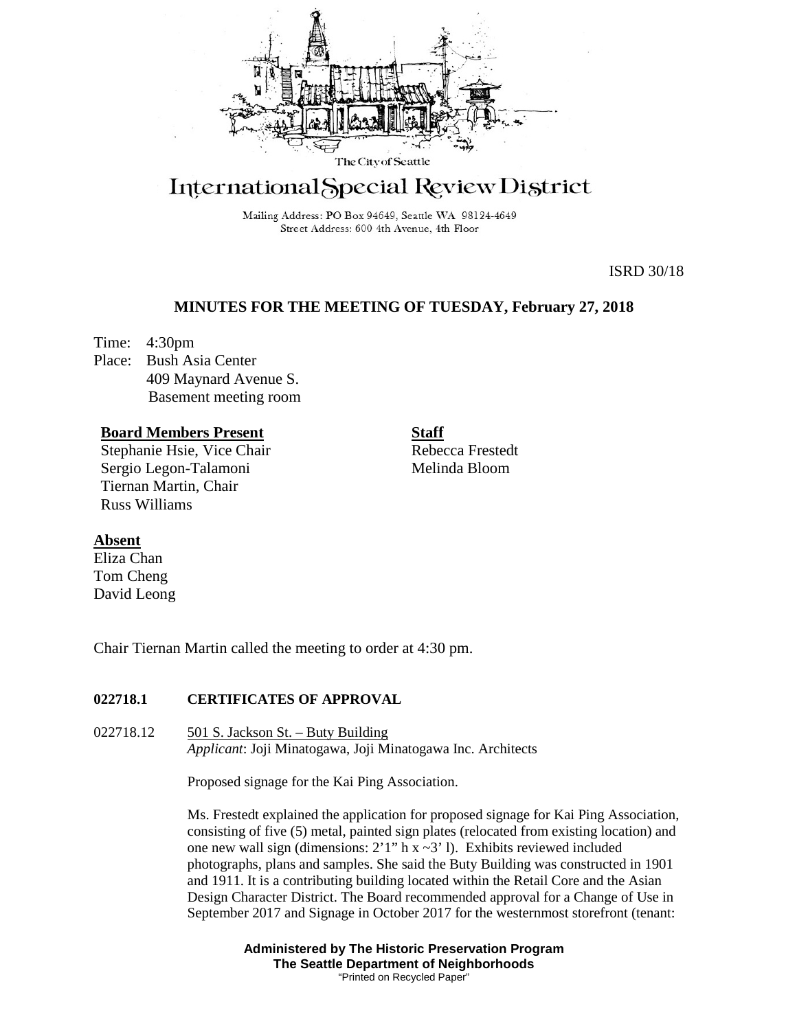The City of Seattle

# International Special Review District

Mailing Address: PO Box 94649, Seattle WA 98124-4649
Street Address: 600 4th Avenue, 4th Floor

ISRD 30/18

## MINUTES FOR THE MEETING OF TUESDAY, February 27, 2018

Time: 4:30pm
Place: Bush Asia Center
409 Maynard Avenue S.
Basement meeting room

**Board Members Present**
Stephanie Hsie, Vice Chair
Sergio Legon-Talamoni
Tiernan Martin, Chair
Russ Williams

**Staff**
Rebecca Frestedt
Melinda Bloom

**Absent**
Eliza Chan
Tom Cheng
David Leong

Chair Tiernan Martin called the meeting to order at 4:30 pm.

### 022718.1 CERTIFICATES OF APPROVAL

022718.12 501 S. Jackson St. – Buty Building
*Applicant*: Joji Minatogawa, Joji Minatogawa Inc. Architects

Proposed signage for the Kai Ping Association.

Ms. Frestedt explained the application for proposed signage for Kai Ping Association, consisting of five (5) metal, painted sign plates (relocated from existing location) and one new wall sign (dimensions: 2'1" h x ~3' l). Exhibits reviewed included photographs, plans and samples. She said the Buty Building was constructed in 1901 and 1911. It is a contributing building located within the Retail Core and the Asian Design Character District. The Board recommended approval for a Change of Use in September 2017 and Signage in October 2017 for the westernmost storefront (tenant:

**Administered by The Historic Preservation Program**
**The Seattle Department of Neighborhoods**
"Printed on Recycled Paper"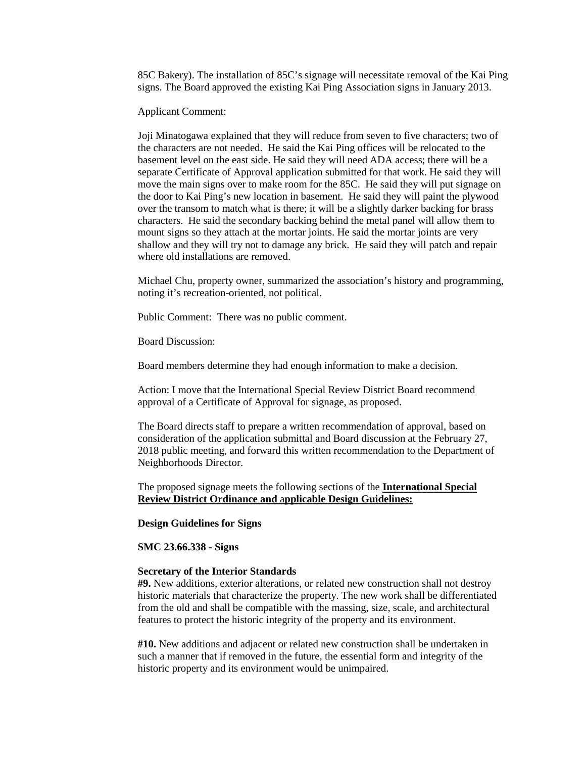85C Bakery). The installation of 85C's signage will necessitate removal of the Kai Ping signs. The Board approved the existing Kai Ping Association signs in January 2013.

Applicant Comment:

Joji Minatogawa explained that they will reduce from seven to five characters; two of the characters are not needed. He said the Kai Ping offices will be relocated to the basement level on the east side. He said they will need ADA access; there will be a separate Certificate of Approval application submitted for that work. He said they will move the main signs over to make room for the 85C. He said they will put signage on the door to Kai Ping's new location in basement. He said they will paint the plywood over the transom to match what is there; it will be a slightly darker backing for brass characters. He said the secondary backing behind the metal panel will allow them to mount signs so they attach at the mortar joints. He said the mortar joints are very shallow and they will try not to damage any brick. He said they will patch and repair where old installations are removed.

Michael Chu, property owner, summarized the association's history and programming, noting it's recreation-oriented, not political.

Public Comment: There was no public comment.

Board Discussion:

Board members determine they had enough information to make a decision.

Action: I move that the International Special Review District Board recommend approval of a Certificate of Approval for signage, as proposed.

The Board directs staff to prepare a written recommendation of approval, based on consideration of the application submittal and Board discussion at the February 27, 2018 public meeting, and forward this written recommendation to the Department of Neighborhoods Director.

The proposed signage meets the following sections of the **International Special Review District Ordinance and applicable Design Guidelines:**

**Design Guidelines for Signs**

**SMC 23.66.338 - Signs**

**Secretary of the Interior Standards**

**#9.** New additions, exterior alterations, or related new construction shall not destroy historic materials that characterize the property. The new work shall be differentiated from the old and shall be compatible with the massing, size, scale, and architectural features to protect the historic integrity of the property and its environment.

**#10.** New additions and adjacent or related new construction shall be undertaken in such a manner that if removed in the future, the essential form and integrity of the historic property and its environment would be unimpaired.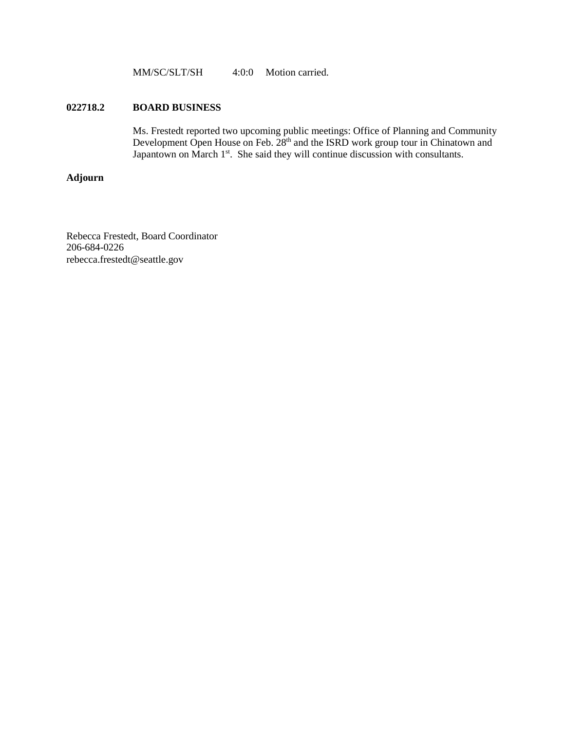MM/SC/SLT/SH 4:0:0 Motion carried.

**022718.2 BOARD BUSINESS**

Ms. Frestedt reported two upcoming public meetings: Office of Planning and Community Development Open House on Feb. 28th and the ISRD work group tour in Chinatown and Japantown on March 1st. She said they will continue discussion with consultants.

**Adjourn**

Rebecca Frestedt, Board Coordinator
206-684-0226
rebecca.frestedt@seattle.gov